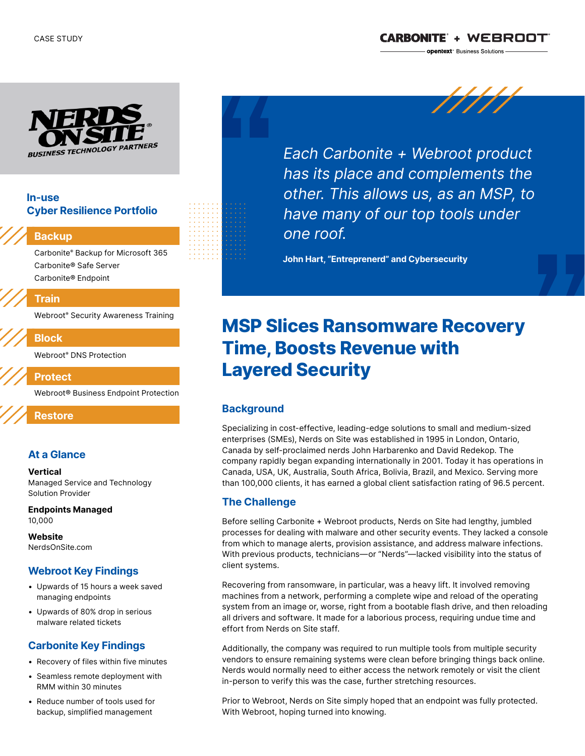CASE STUDY

CARBONITE + WEBROOT

opentext Business Solutions

NERDS ON SITE

BUSINESS TECHNOLOGY PARTNERS

## In-use Cyber Resilience Portfolio

### Backup

Carbonite® Backup for Microsoft 365

Carbonite® Safe Server

Carbonite® Endpoint

### Train

Webroot® Security Awareness Training

### Block

Webroot® DNS Protection

### Protect

Webroot® Business Endpoint Protection

### Restore

## At a Glance

**Vertical**

Managed Service and Technology Solution Provider

**Endpoints Managed**

10,000

**Website**

NerdsOnSite.com

## Webroot Key Findings

- Upwards of 15 hours a week saved managing endpoints
- Upwards of 80% drop in serious malware related tickets

## Carbonite Key Findings

- Recovery of files within five minutes
- Seamless remote deployment with RMM within 30 minutes
- Reduce number of tools used for backup, simplified management

> *Each Carbonite + Webroot product has its place and complements the other. This allows us, as an MSP, to have many of our top tools under one roof.*
>
> **John Hart, "Entreprenerd" and Cybersecurity**

# MSP Slices Ransomware Recovery Time, Boosts Revenue with Layered Security

## Background

Specializing in cost-effective, leading-edge solutions to small and medium-sized enterprises (SMEs), Nerds on Site was established in 1995 in London, Ontario, Canada by self-proclaimed nerds John Harbarenko and David Redekop. The company rapidly began expanding internationally in 2001. Today it has operations in Canada, USA, UK, Australia, South Africa, Bolivia, Brazil, and Mexico. Serving more than 100,000 clients, it has earned a global client satisfaction rating of 96.5 percent.

## The Challenge

Before selling Carbonite + Webroot products, Nerds on Site had lengthy, jumbled processes for dealing with malware and other security events. They lacked a console from which to manage alerts, provision assistance, and address malware infections. With previous products, technicians—or "Nerds"—lacked visibility into the status of client systems.

Recovering from ransomware, in particular, was a heavy lift. It involved removing machines from a network, performing a complete wipe and reload of the operating system from an image or, worse, right from a bootable flash drive, and then reloading all drivers and software. It made for a laborious process, requiring undue time and effort from Nerds on Site staff.

Additionally, the company was required to run multiple tools from multiple security vendors to ensure remaining systems were clean before bringing things back online. Nerds would normally need to either access the network remotely or visit the client in-person to verify this was the case, further stretching resources.

Prior to Webroot, Nerds on Site simply hoped that an endpoint was fully protected. With Webroot, hoping turned into knowing.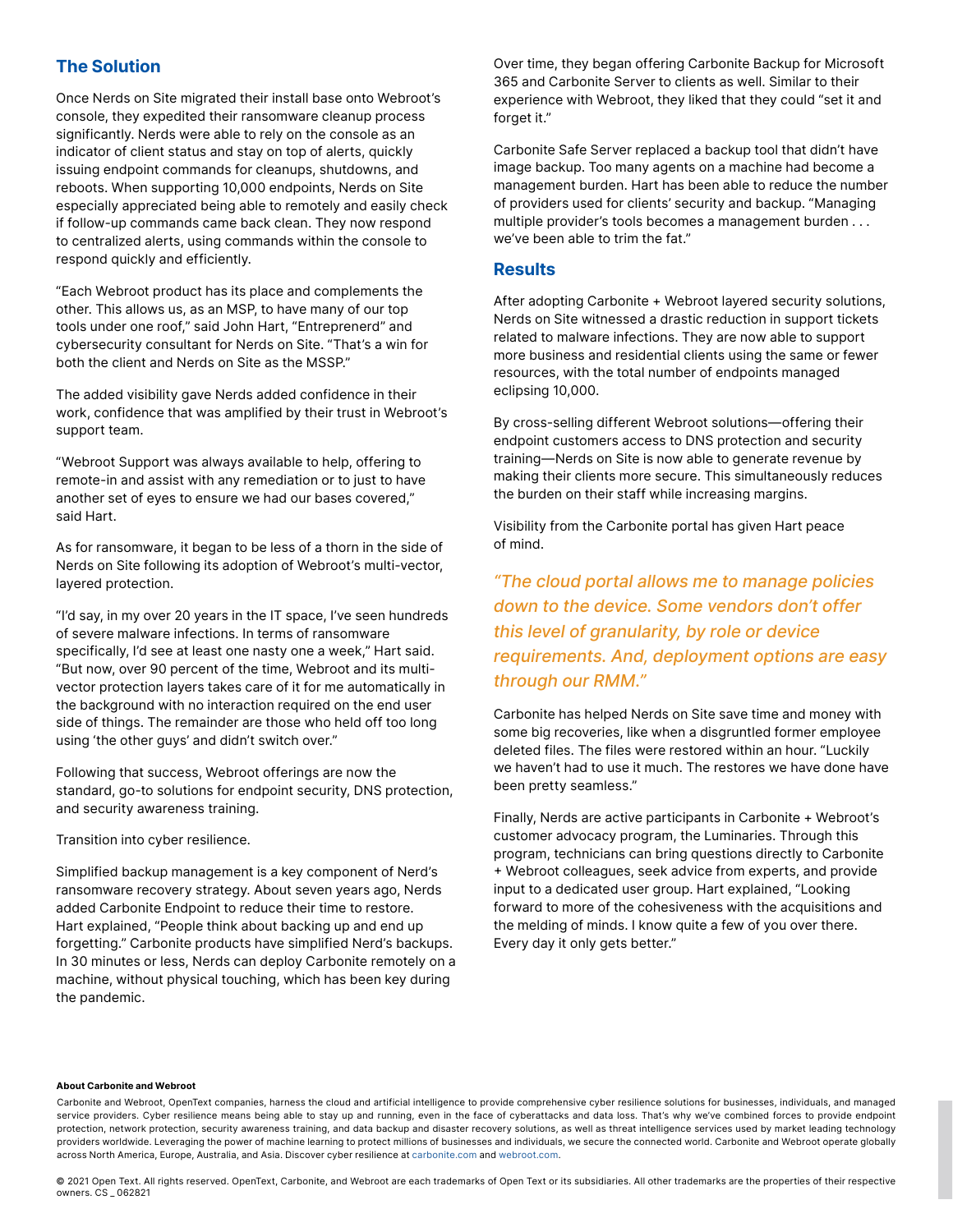## The Solution

Once Nerds on Site migrated their install base onto Webroot's console, they expedited their ransomware cleanup process significantly. Nerds were able to rely on the console as an indicator of client status and stay on top of alerts, quickly issuing endpoint commands for cleanups, shutdowns, and reboots. When supporting 10,000 endpoints, Nerds on Site especially appreciated being able to remotely and easily check if follow-up commands came back clean. They now respond to centralized alerts, using commands within the console to respond quickly and efficiently.

"Each Webroot product has its place and complements the other. This allows us, as an MSP, to have many of our top tools under one roof," said John Hart, "Entreprenerd" and cybersecurity consultant for Nerds on Site. "That's a win for both the client and Nerds on Site as the MSSP."

The added visibility gave Nerds added confidence in their work, confidence that was amplified by their trust in Webroot's support team.

"Webroot Support was always available to help, offering to remote-in and assist with any remediation or to just to have another set of eyes to ensure we had our bases covered," said Hart.

As for ransomware, it began to be less of a thorn in the side of Nerds on Site following its adoption of Webroot's multi-vector, layered protection.

"I'd say, in my over 20 years in the IT space, I've seen hundreds of severe malware infections. In terms of ransomware specifically, I'd see at least one nasty one a week," Hart said. "But now, over 90 percent of the time, Webroot and its multi-vector protection layers takes care of it for me automatically in the background with no interaction required on the end user side of things. The remainder are those who held off too long using 'the other guys' and didn't switch over."

Following that success, Webroot offerings are now the standard, go-to solutions for endpoint security, DNS protection, and security awareness training.

Transition into cyber resilience.

Simplified backup management is a key component of Nerd's ransomware recovery strategy. About seven years ago, Nerds added Carbonite Endpoint to reduce their time to restore. Hart explained, "People think about backing up and end up forgetting." Carbonite products have simplified Nerd's backups. In 30 minutes or less, Nerds can deploy Carbonite remotely on a machine, without physical touching, which has been key during the pandemic.

Over time, they began offering Carbonite Backup for Microsoft 365 and Carbonite Server to clients as well. Similar to their experience with Webroot, they liked that they could "set it and forget it."

Carbonite Safe Server replaced a backup tool that didn't have image backup. Too many agents on a machine had become a management burden. Hart has been able to reduce the number of providers used for clients' security and backup. "Managing multiple provider's tools becomes a management burden . . . we've been able to trim the fat."

## Results

After adopting Carbonite + Webroot layered security solutions, Nerds on Site witnessed a drastic reduction in support tickets related to malware infections. They are now able to support more business and residential clients using the same or fewer resources, with the total number of endpoints managed eclipsing 10,000.

By cross-selling different Webroot solutions—offering their endpoint customers access to DNS protection and security training—Nerds on Site is now able to generate revenue by making their clients more secure. This simultaneously reduces the burden on their staff while increasing margins.

Visibility from the Carbonite portal has given Hart peace of mind.

*"The cloud portal allows me to manage policies down to the device. Some vendors don't offer this level of granularity, by role or device requirements. And, deployment options are easy through our RMM."*

Carbonite has helped Nerds on Site save time and money with some big recoveries, like when a disgruntled former employee deleted files. The files were restored within an hour. "Luckily we haven't had to use it much. The restores we have done have been pretty seamless."

Finally, Nerds are active participants in Carbonite + Webroot's customer advocacy program, the Luminaries. Through this program, technicians can bring questions directly to Carbonite + Webroot colleagues, seek advice from experts, and provide input to a dedicated user group. Hart explained, "Looking forward to more of the cohesiveness with the acquisitions and the melding of minds. I know quite a few of you over there. Every day it only gets better."

**About Carbonite and Webroot**

Carbonite and Webroot, OpenText companies, harness the cloud and artificial intelligence to provide comprehensive cyber resilience solutions for businesses, individuals, and managed service providers. Cyber resilience means being able to stay up and running, even in the face of cyberattacks and data loss. That's why we've combined forces to provide endpoint protection, network protection, security awareness training, and data backup and disaster recovery solutions, as well as threat intelligence services used by market leading technology providers worldwide. Leveraging the power of machine learning to protect millions of businesses and individuals, we secure the connected world. Carbonite and Webroot operate globally across North America, Europe, Australia, and Asia. Discover cyber resilience at carbonite.com and webroot.com.

© 2021 Open Text. All rights reserved. OpenText, Carbonite, and Webroot are each trademarks of Open Text or its subsidiaries. All other trademarks are the properties of their respective owners. CS _ 062821